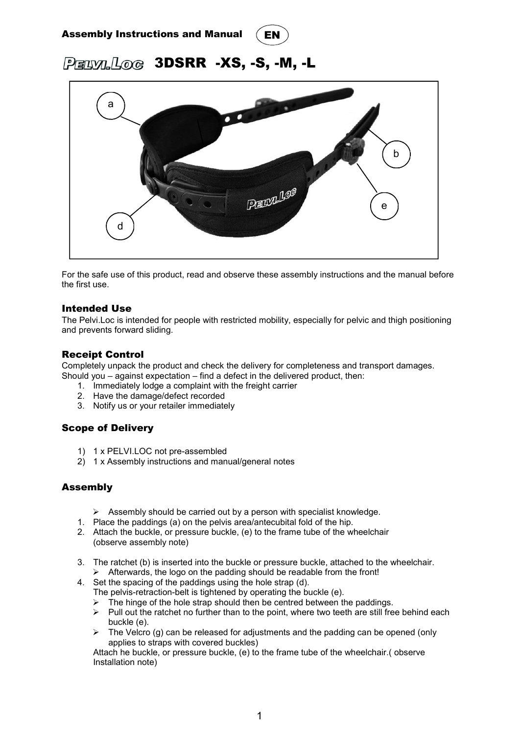Assembly Instructions and Manual (EN)

# PELVI.LOC 3DSRR -XS, -S, -M, -L

For the safe use of this product, read and observe these assembly instructions and the manual before the first use.

## Intended Use

The Pelvi.Loc is intended for people with restricted mobility, especially for pelvic and thigh positioning and prevents forward sliding.

## Receipt Control

Completely unpack the product and check the delivery for completeness and transport damages. Should you – against expectation – find a defect in the delivered product, then:

1. Immediately lodge a complaint with the freight carrier
2. Have the damage/defect recorded
3. Notify us or your retailer immediately

## Scope of Delivery

1) 1 x PELVI.LOC not pre-assembled
2) 1 x Assembly instructions and manual/general notes

## Assembly

- Assembly should be carried out by a person with specialist knowledge.

1. Place the paddings (a) on the pelvis area/antecubital fold of the hip.
2. Attach the buckle, or pressure buckle, (e) to the frame tube of the wheelchair (observe assembly note)
3. The ratchet (b) is inserted into the buckle or pressure buckle, attached to the wheelchair.
   - Afterwards, the logo on the padding should be readable from the front!
4. Set the spacing of the paddings using the hole strap (d).
   The pelvis-retraction-belt is tightened by operating the buckle (e).
   - The hinge of the hole strap should then be centred between the paddings.
   - Pull out the ratchet no further than to the point, where two teeth are still free behind each buckle (e).
   - The Velcro (g) can be released for adjustments and the padding can be opened (only applies to straps with covered buckles)

   Attach he buckle, or pressure buckle, (e) to the frame tube of the wheelchair.( observe Installation note)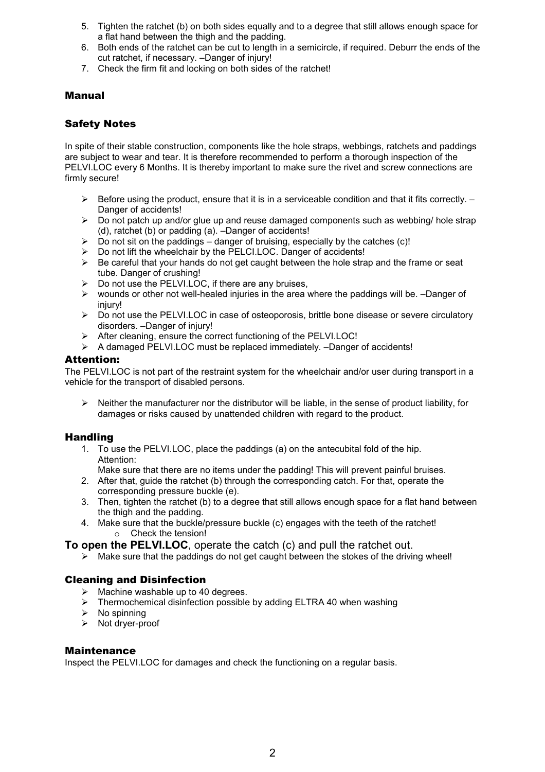5. Tighten the ratchet (b) on both sides equally and to a degree that still allows enough space for a flat hand between the thigh and the padding.
6. Both ends of the ratchet can be cut to length in a semicircle, if required. Deburr the ends of the cut ratchet, if necessary. –Danger of injury!
7. Check the firm fit and locking on both sides of the ratchet!

## Manual

## Safety Notes

In spite of their stable construction, components like the hole straps, webbings, ratchets and paddings are subject to wear and tear. It is therefore recommended to perform a thorough inspection of the PELVI.LOC every 6 Months. It is thereby important to make sure the rivet and screw connections are firmly secure!

- Before using the product, ensure that it is in a serviceable condition and that it fits correctly. –Danger of accidents!
- Do not patch up and/or glue up and reuse damaged components such as webbing/ hole strap (d), ratchet (b) or padding (a). –Danger of accidents!
- Do not sit on the paddings – danger of bruising, especially by the catches (c)!
- Do not lift the wheelchair by the PELCI.LOC. Danger of accidents!
- Be careful that your hands do not get caught between the hole strap and the frame or seat tube. Danger of crushing!
- Do not use the PELVI.LOC, if there are any bruises,
- wounds or other not well-healed injuries in the area where the paddings will be. –Danger of injury!
- Do not use the PELVI.LOC in case of osteoporosis, brittle bone disease or severe circulatory disorders. –Danger of injury!
- After cleaning, ensure the correct functioning of the PELVI.LOC!
- A damaged PELVI.LOC must be replaced immediately. –Danger of accidents!

## Attention:

The PELVI.LOC is not part of the restraint system for the wheelchair and/or user during transport in a vehicle for the transport of disabled persons.

- Neither the manufacturer nor the distributor will be liable, in the sense of product liability, for damages or risks caused by unattended children with regard to the product.

## Handling

1. To use the PELVI.LOC, place the paddings (a) on the antecubital fold of the hip.
   Attention:
   Make sure that there are no items under the padding! This will prevent painful bruises.
2. After that, guide the ratchet (b) through the corresponding catch. For that, operate the corresponding pressure buckle (e).
3. Then, tighten the ratchet (b) to a degree that still allows enough space for a flat hand between the thigh and the padding.
4. Make sure that the buckle/pressure buckle (c) engages with the teeth of the ratchet!
   - Check the tension!

**To open the PELVI.LOC**, operate the catch (c) and pull the ratchet out.

- Make sure that the paddings do not get caught between the stokes of the driving wheel!

## Cleaning and Disinfection

- Machine washable up to 40 degrees.
- Thermochemical disinfection possible by adding ELTRA 40 when washing
- No spinning
- Not dryer-proof

## Maintenance

Inspect the PELVI.LOC for damages and check the functioning on a regular basis.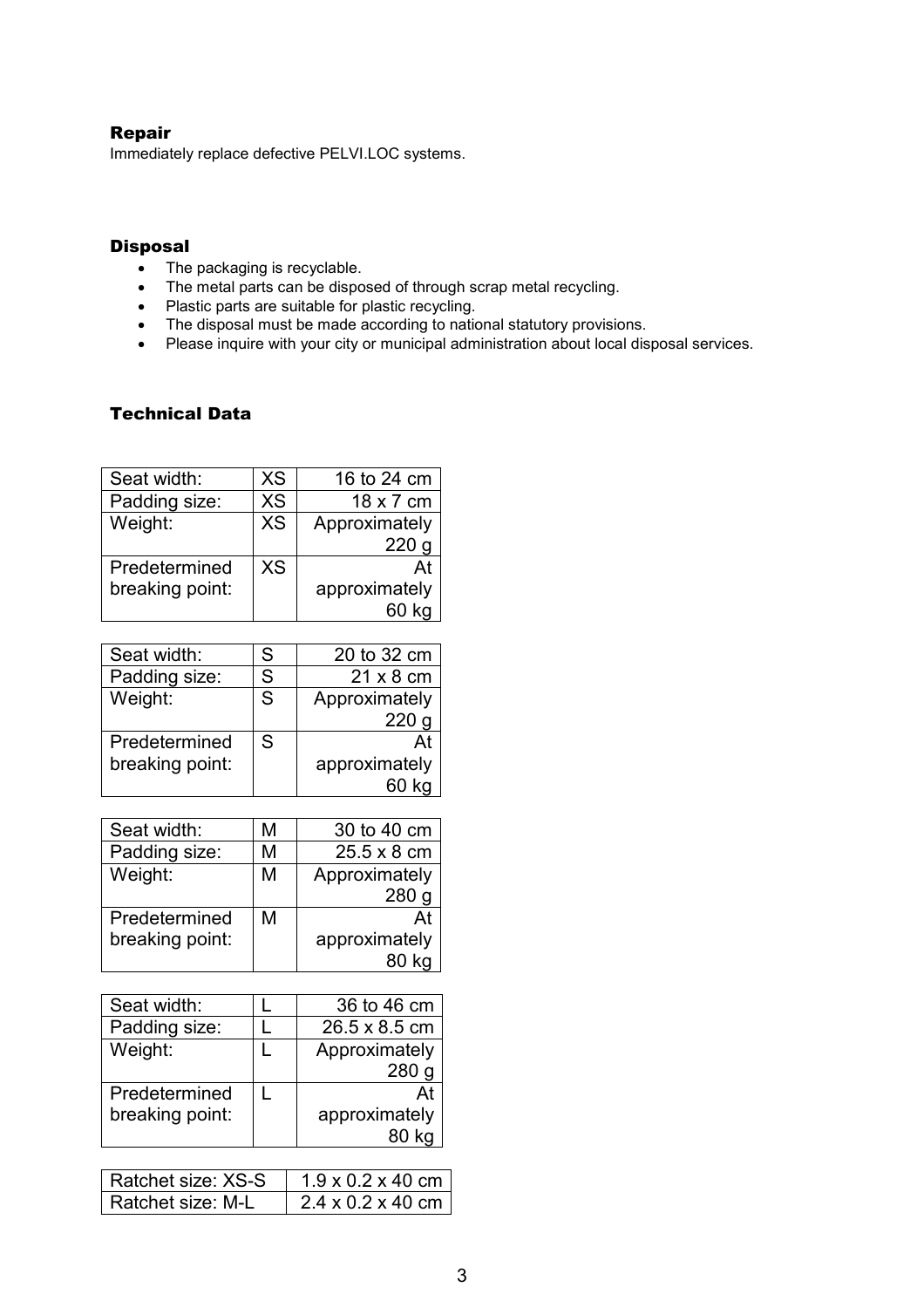## Repair

Immediately replace defective PELVI.LOC systems.

## Disposal

- The packaging is recyclable.
- The metal parts can be disposed of through scrap metal recycling.
- Plastic parts are suitable for plastic recycling.
- The disposal must be made according to national statutory provisions.
- Please inquire with your city or municipal administration about local disposal services.

## Technical Data

| Seat width: | XS | 16 to 24 cm |
|---|---|---|
| Padding size: | XS | 18 x 7 cm |
| Weight: | XS | Approximately 220 g |
| Predetermined breaking point: | XS | At approximately 60 kg |

| Seat width: | S | 20 to 32 cm |
|---|---|---|
| Padding size: | S | 21 x 8 cm |
| Weight: | S | Approximately 220 g |
| Predetermined breaking point: | S | At approximately 60 kg |

| Seat width: | M | 30 to 40 cm |
|---|---|---|
| Padding size: | M | 25.5 x 8 cm |
| Weight: | M | Approximately 280 g |
| Predetermined breaking point: | M | At approximately 80 kg |

| Seat width: | L | 36 to 46 cm |
|---|---|---|
| Padding size: | L | 26.5 x 8.5 cm |
| Weight: | L | Approximately 280 g |
| Predetermined breaking point: | L | At approximately 80 kg |

| Ratchet size: XS-S | 1.9 x 0.2 x 40 cm |
|---|---|
| Ratchet size: M-L | 2.4 x 0.2 x 40 cm |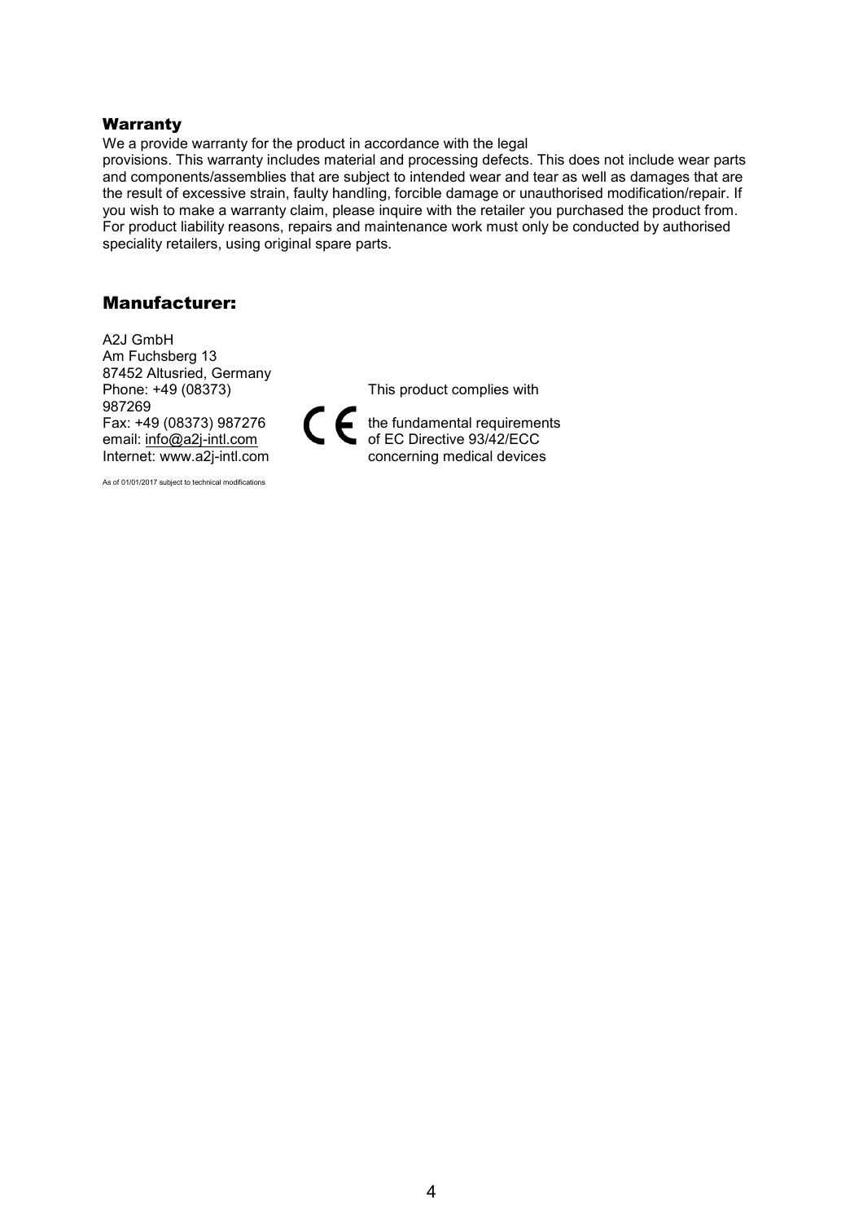## Warranty

We a provide warranty for the product in accordance with the legal provisions. This warranty includes material and processing defects. This does not include wear parts and components/assemblies that are subject to intended wear and tear as well as damages that are the result of excessive strain, faulty handling, forcible damage or unauthorised modification/repair. If you wish to make a warranty claim, please inquire with the retailer you purchased the product from. For product liability reasons, repairs and maintenance work must only be conducted by authorised speciality retailers, using original spare parts.

## Manufacturer:

A2J GmbH
Am Fuchsberg 13
87452 Altusried, Germany
Phone: +49 (08373) 987269
Fax: +49 (08373) 987276
email: info@a2j-intl.com
Internet: www.a2j-intl.com

CE

This product complies with the fundamental requirements of EC Directive 93/42/ECC concerning medical devices

As of 01/01/2017 subject to technical modifications